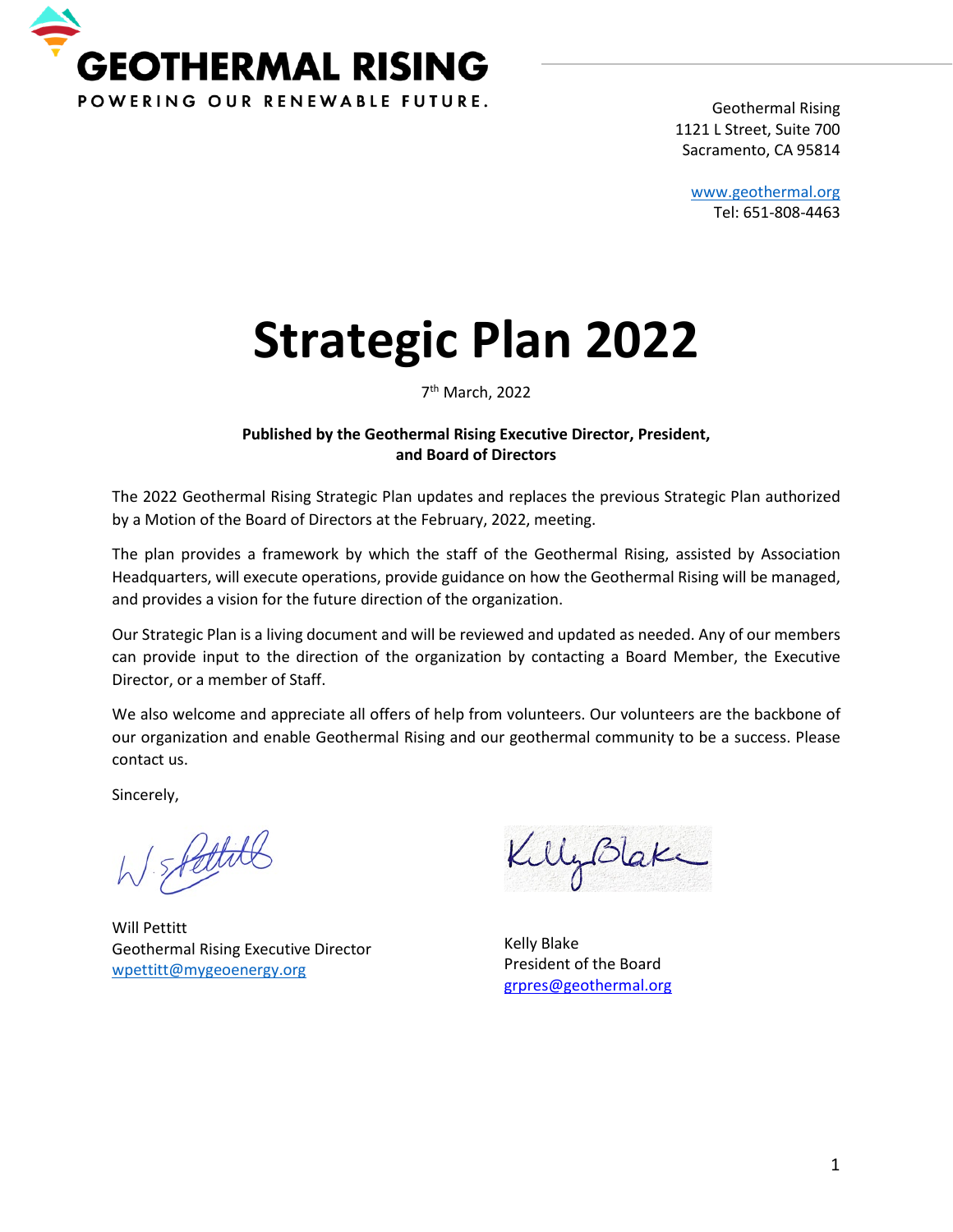**GEOTHERMAL RISING**

POWERING OUR RENEWABLE FUTURE.

Geothermal Rising
1121 L Street, Suite 700
Sacramento, CA 95814

www.geothermal.org
Tel: 651-808-4463

# Strategic Plan 2022

7th March, 2022

**Published by the Geothermal Rising Executive Director, President, and Board of Directors**

The 2022 Geothermal Rising Strategic Plan updates and replaces the previous Strategic Plan authorized by a Motion of the Board of Directors at the February, 2022, meeting.

The plan provides a framework by which the staff of the Geothermal Rising, assisted by Association Headquarters, will execute operations, provide guidance on how the Geothermal Rising will be managed, and provides a vision for the future direction of the organization.

Our Strategic Plan is a living document and will be reviewed and updated as needed. Any of our members can provide input to the direction of the organization by contacting a Board Member, the Executive Director, or a member of Staff.

We also welcome and appreciate all offers of help from volunteers. Our volunteers are the backbone of our organization and enable Geothermal Rising and our geothermal community to be a success. Please contact us.

Sincerely,

Will Pettitt
Geothermal Rising Executive Director
wpettitt@mygeoenergy.org

Kelly Blake
President of the Board
grpres@geothermal.org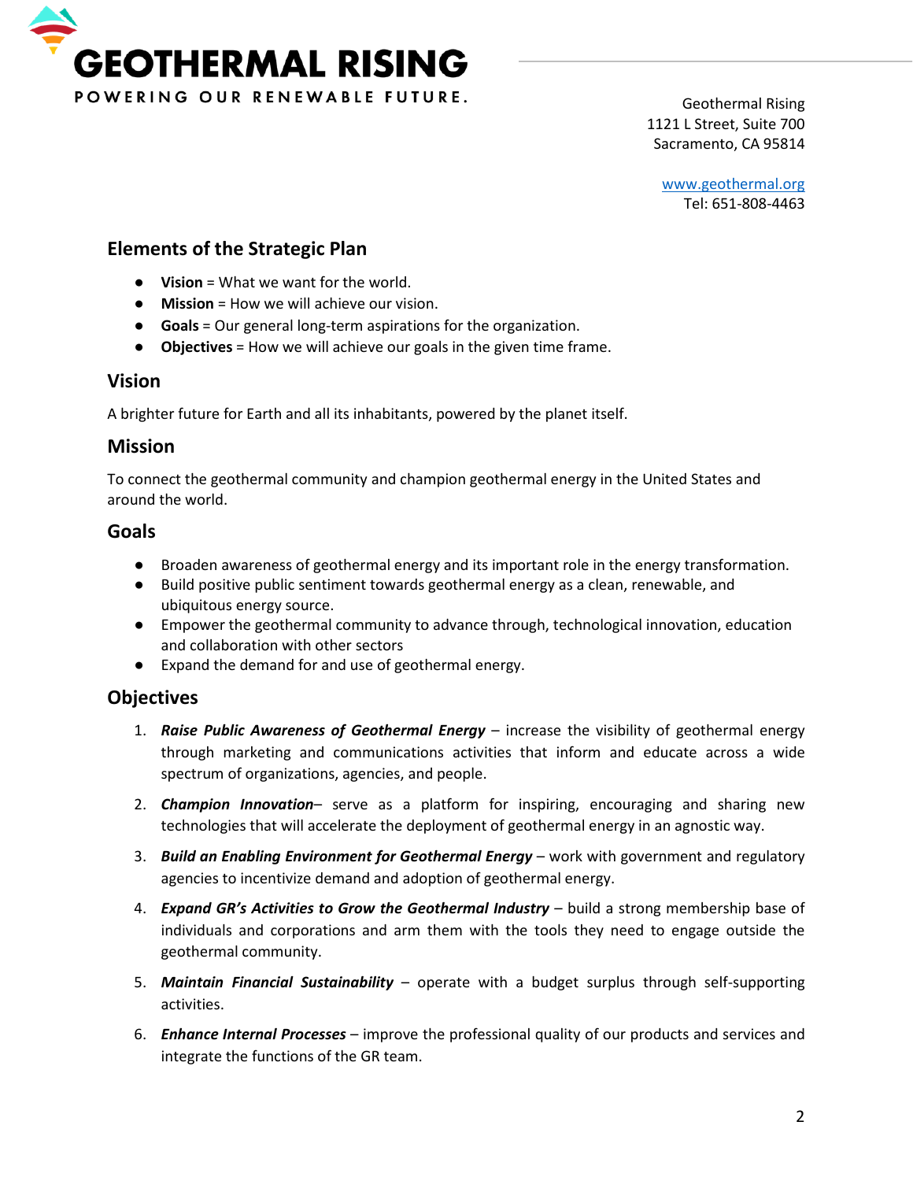GEOTHERMAL RISING

POWERING OUR RENEWABLE FUTURE.

Geothermal Rising
1121 L Street, Suite 700
Sacramento, CA 95814

www.geothermal.org
Tel: 651-808-4463

## Elements of the Strategic Plan

- **Vision** = What we want for the world.
- **Mission** = How we will achieve our vision.
- **Goals** = Our general long-term aspirations for the organization.
- **Objectives** = How we will achieve our goals in the given time frame.

## Vision

A brighter future for Earth and all its inhabitants, powered by the planet itself.

## Mission

To connect the geothermal community and champion geothermal energy in the United States and around the world.

## Goals

- Broaden awareness of geothermal energy and its important role in the energy transformation.
- Build positive public sentiment towards geothermal energy as a clean, renewable, and ubiquitous energy source.
- Empower the geothermal community to advance through, technological innovation, education and collaboration with other sectors
- Expand the demand for and use of geothermal energy.

## Objectives

1. ***Raise Public Awareness of Geothermal Energy*** – increase the visibility of geothermal energy through marketing and communications activities that inform and educate across a wide spectrum of organizations, agencies, and people.
2. ***Champion Innovation***– serve as a platform for inspiring, encouraging and sharing new technologies that will accelerate the deployment of geothermal energy in an agnostic way.
3. ***Build an Enabling Environment for Geothermal Energy*** – work with government and regulatory agencies to incentivize demand and adoption of geothermal energy.
4. ***Expand GR's Activities to Grow the Geothermal Industry*** – build a strong membership base of individuals and corporations and arm them with the tools they need to engage outside the geothermal community.
5. ***Maintain Financial Sustainability*** – operate with a budget surplus through self-supporting activities.
6. ***Enhance Internal Processes*** – improve the professional quality of our products and services and integrate the functions of the GR team.